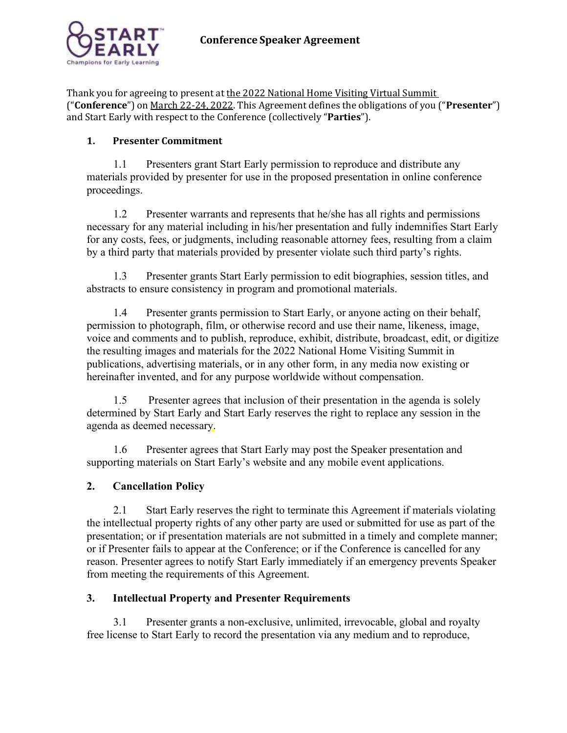# Conference Speaker Agreement

Thank you for agreeing to present at the 2022 National Home Visiting Virtual Summit ("**Conference**") on March 22-24, 2022. This Agreement defines the obligations of you ("**Presenter**") and Start Early with respect to the Conference (collectively "**Parties**").

## 1. Presenter Commitment

1.1 Presenters grant Start Early permission to reproduce and distribute any materials provided by presenter for use in the proposed presentation in online conference proceedings.

1.2 Presenter warrants and represents that he/she has all rights and permissions necessary for any material including in his/her presentation and fully indemnifies Start Early for any costs, fees, or judgments, including reasonable attorney fees, resulting from a claim by a third party that materials provided by presenter violate such third party's rights.

1.3 Presenter grants Start Early permission to edit biographies, session titles, and abstracts to ensure consistency in program and promotional materials.

1.4 Presenter grants permission to Start Early, or anyone acting on their behalf, permission to photograph, film, or otherwise record and use their name, likeness, image, voice and comments and to publish, reproduce, exhibit, distribute, broadcast, edit, or digitize the resulting images and materials for the 2022 National Home Visiting Summit in publications, advertising materials, or in any other form, in any media now existing or hereinafter invented, and for any purpose worldwide without compensation.

1.5 Presenter agrees that inclusion of their presentation in the agenda is solely determined by Start Early and Start Early reserves the right to replace any session in the agenda as deemed necessary.

1.6 Presenter agrees that Start Early may post the Speaker presentation and supporting materials on Start Early's website and any mobile event applications.

## 2. Cancellation Policy

2.1 Start Early reserves the right to terminate this Agreement if materials violating the intellectual property rights of any other party are used or submitted for use as part of the presentation; or if presentation materials are not submitted in a timely and complete manner; or if Presenter fails to appear at the Conference; or if the Conference is cancelled for any reason. Presenter agrees to notify Start Early immediately if an emergency prevents Speaker from meeting the requirements of this Agreement.

## 3. Intellectual Property and Presenter Requirements

3.1 Presenter grants a non-exclusive, unlimited, irrevocable, global and royalty free license to Start Early to record the presentation via any medium and to reproduce,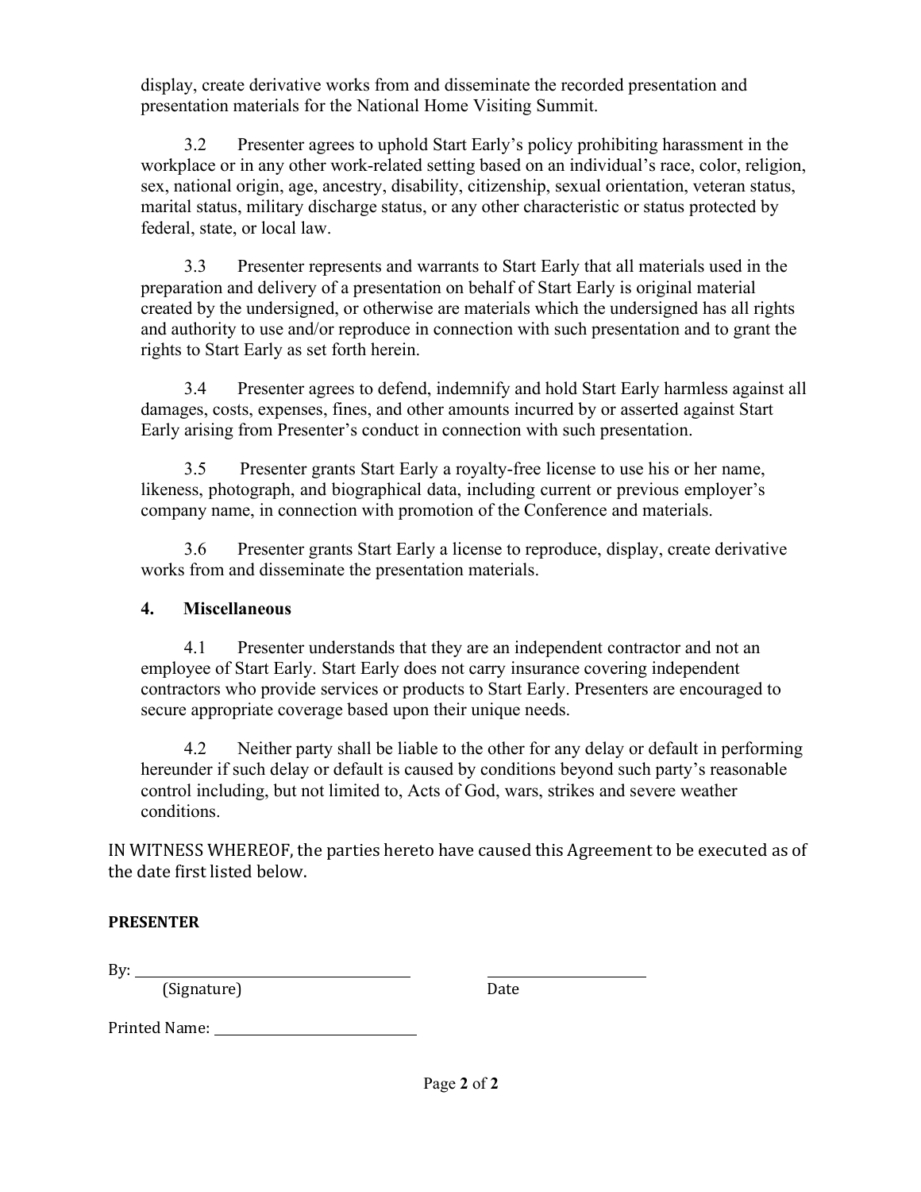display, create derivative works from and disseminate the recorded presentation and presentation materials for the National Home Visiting Summit.

3.2 Presenter agrees to uphold Start Early's policy prohibiting harassment in the workplace or in any other work-related setting based on an individual's race, color, religion, sex, national origin, age, ancestry, disability, citizenship, sexual orientation, veteran status, marital status, military discharge status, or any other characteristic or status protected by federal, state, or local law.

3.3 Presenter represents and warrants to Start Early that all materials used in the preparation and delivery of a presentation on behalf of Start Early is original material created by the undersigned, or otherwise are materials which the undersigned has all rights and authority to use and/or reproduce in connection with such presentation and to grant the rights to Start Early as set forth herein.

3.4 Presenter agrees to defend, indemnify and hold Start Early harmless against all damages, costs, expenses, fines, and other amounts incurred by or asserted against Start Early arising from Presenter's conduct in connection with such presentation.

3.5 Presenter grants Start Early a royalty-free license to use his or her name, likeness, photograph, and biographical data, including current or previous employer's company name, in connection with promotion of the Conference and materials.

3.6 Presenter grants Start Early a license to reproduce, display, create derivative works from and disseminate the presentation materials.

**4. Miscellaneous**

4.1 Presenter understands that they are an independent contractor and not an employee of Start Early. Start Early does not carry insurance covering independent contractors who provide services or products to Start Early. Presenters are encouraged to secure appropriate coverage based upon their unique needs.

4.2 Neither party shall be liable to the other for any delay or default in performing hereunder if such delay or default is caused by conditions beyond such party's reasonable control including, but not limited to, Acts of God, wars, strikes and severe weather conditions.

IN WITNESS WHEREOF, the parties hereto have caused this Agreement to be executed as of the date first listed below.

**PRESENTER**

By: ______________________________ ____________________
(Signature) Date

Printed Name: ______________________